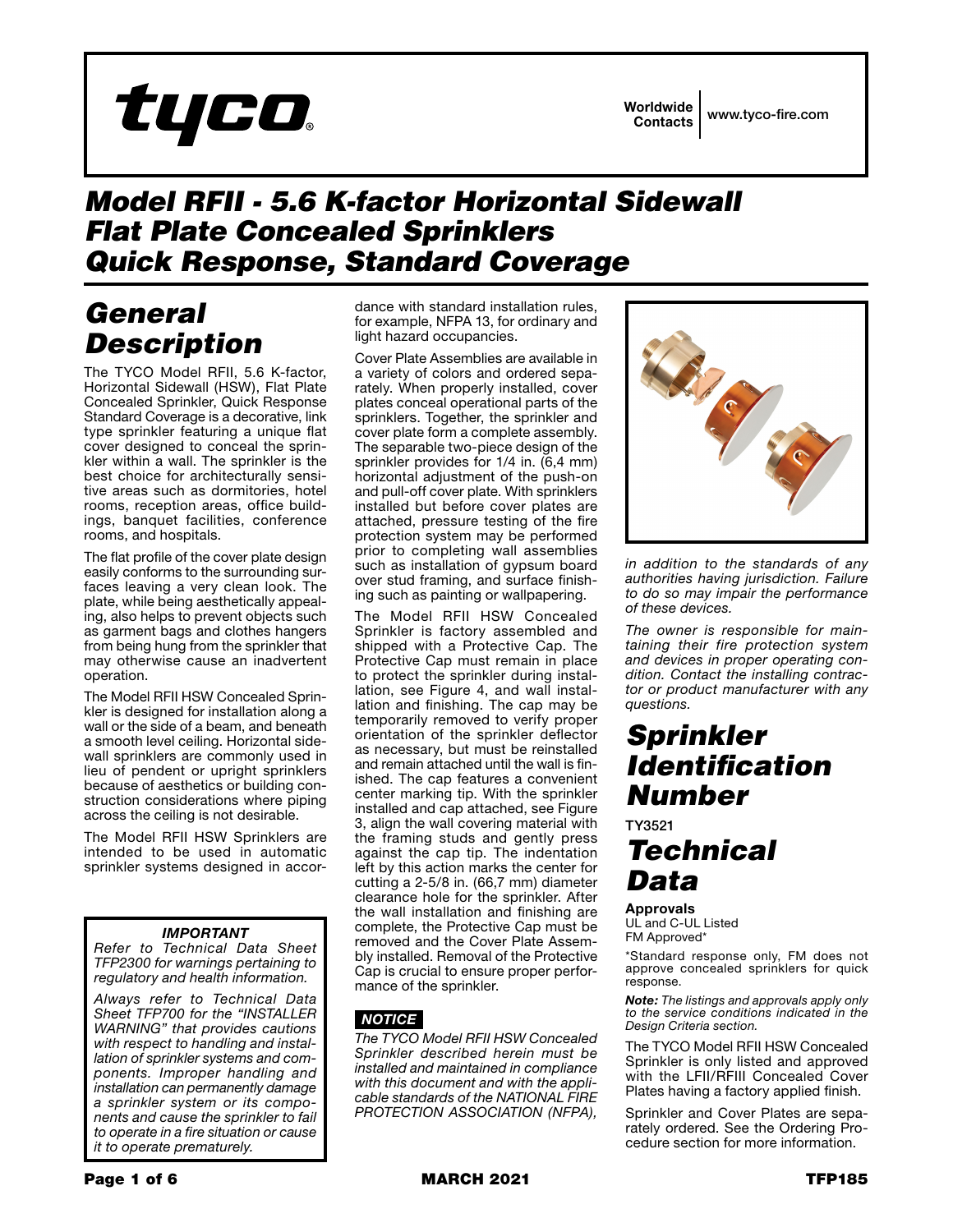# Model RFII - 5.6 K-factor Horizontal Sidewall Flat Plate Concealed Sprinklers Quick Response, Standard Coverage

## General Description

The TYCO Model RFII, 5.6 K-factor, Horizontal Sidewall (HSW), Flat Plate Concealed Sprinkler, Quick Response Standard Coverage is a decorative, link type sprinkler featuring a unique flat cover designed to conceal the sprinkler within a wall. The sprinkler is the best choice for architecturally sensitive areas such as dormitories, hotel rooms, reception areas, office buildings, banquet facilities, conference rooms, and hospitals.

The flat profile of the cover plate design easily conforms to the surrounding surfaces leaving a very clean look. The plate, while being aesthetically appealing, also helps to prevent objects such as garment bags and clothes hangers from being hung from the sprinkler that may otherwise cause an inadvertent operation.

The Model RFII HSW Concealed Sprinkler is designed for installation along a wall or the side of a beam, and beneath a smooth level ceiling. Horizontal sidewall sprinklers are commonly used in lieu of pendent or upright sprinklers because of aesthetics or building construction considerations where piping across the ceiling is not desirable.

The Model RFII HSW Sprinklers are intended to be used in automatic sprinkler systems designed in accordance with standard installation rules, for example, NFPA 13, for ordinary and light hazard occupancies.

Cover Plate Assemblies are available in a variety of colors and ordered separately. When properly installed, cover plates conceal operational parts of the sprinklers. Together, the sprinkler and cover plate form a complete assembly. The separable two-piece design of the sprinkler provides for 1/4 in. (6,4 mm) horizontal adjustment of the push-on and pull-off cover plate. With sprinklers installed but before cover plates are attached, pressure testing of the fire protection system may be performed prior to completing wall assemblies such as installation of gypsum board over stud framing, and surface finishing such as painting or wallpapering.

The Model RFII HSW Concealed Sprinkler is factory assembled and shipped with a Protective Cap. The Protective Cap must remain in place to protect the sprinkler during installation, see Figure 4, and wall installation and finishing. The cap may be temporarily removed to verify proper orientation of the sprinkler deflector as necessary, but must be reinstalled and remain attached until the wall is finished. The cap features a convenient center marking tip. With the sprinkler installed and cap attached, see Figure 3, align the wall covering material with the framing studs and gently press against the cap tip. The indentation left by this action marks the center for cutting a 2-5/8 in. (66,7 mm) diameter clearance hole for the sprinkler. After the wall installation and finishing are complete, the Protective Cap must be removed and the Cover Plate Assembly installed. Removal of the Protective Cap is crucial to ensure proper performance of the sprinkler.

> ***IMPORTANT***
>
> *Refer to Technical Data Sheet TFP2300 for warnings pertaining to regulatory and health information.*
>
> *Always refer to Technical Data Sheet TFP700 for the "INSTALLER WARNING" that provides cautions with respect to handling and installation of sprinkler systems and components. Improper handling and installation can permanently damage a sprinkler system or its components and cause the sprinkler to fail to operate in a fire situation or cause it to operate prematurely.*

***NOTICE***

*The TYCO Model RFII HSW Concealed Sprinkler described herein must be installed and maintained in compliance with this document and with the applicable standards of the NATIONAL FIRE PROTECTION ASSOCIATION (NFPA), in addition to the standards of any authorities having jurisdiction. Failure to do so may impair the performance of these devices.*

*The owner is responsible for maintaining their fire protection system and devices in proper operating condition. Contact the installing contractor or product manufacturer with any questions.*

## Sprinkler Identification Number

TY3521

## Technical Data

**Approvals**

UL and C-UL Listed
FM Approved*

*Standard response only, FM does not approve concealed sprinklers for quick response.

***Note:*** *The listings and approvals apply only to the service conditions indicated in the Design Criteria section.*

The TYCO Model RFII HSW Concealed Sprinkler is only listed and approved with the LFII/RFIII Concealed Cover Plates having a factory applied finish.

Sprinkler and Cover Plates are separately ordered. See the Ordering Procedure section for more information.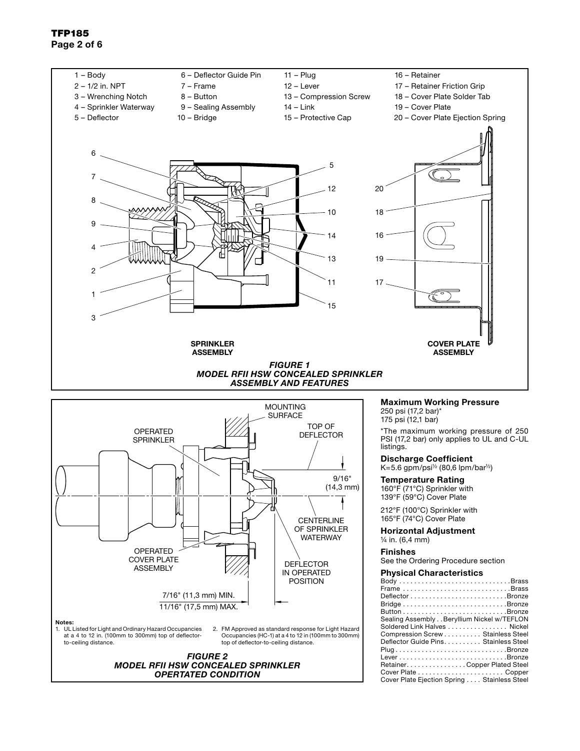1 – Body
2 – 1/2 in. NPT
3 – Wrenching Notch
4 – Sprinkler Waterway
5 – Deflector
6 – Deflector Guide Pin
7 – Frame
8 – Button
9 – Sealing Assembly
10 – Bridge
11 – Plug
12 – Lever
13 – Compression Screw
14 – Link
15 – Protective Cap
16 – Retainer
17 – Retainer Friction Grip
18 – Cover Plate Solder Tab
19 – Cover Plate
20 – Cover Plate Ejection Spring

SPRINKLER ASSEMBLY

COVER PLATE ASSEMBLY

*FIGURE 1*
*MODEL RFII HSW CONCEALED SPRINKLER ASSEMBLY AND FEATURES*

MOUNTING SURFACE

OPERATED SPRINKLER

TOP OF DEFLECTOR

9/16" (14,3 mm)

CENTERLINE OF SPRINKLER WATERWAY

OPERATED COVER PLATE ASSEMBLY

DEFLECTOR IN OPERATED POSITION

7/16" (11,3 mm) MIN.
11/16" (17,5 mm) MAX.

**Notes:**
1. UL Listed for Light and Ordinary Hazard Occupancies at a 4 to 12 in. (100mm to 300mm) top of deflector-to-ceiling distance.
2. FM Approved as standard response for Light Hazard Occupancies (HC-1) at a 4 to 12 in (100mm to 300mm) top of deflector-to-ceiling distance.

*FIGURE 2*
*MODEL RFII HSW CONCEALED SPRINKLER OPERTATED CONDITION*

### Maximum Working Pressure

250 psi (17,2 bar)*
175 psi (12,1 bar)

*The maximum working pressure of 250 PSI (17,2 bar) only applies to UL and C-UL listings.

### Discharge Coefficient

K=5.6 gpm/psi$^{1/2}$ (80,6 lpm/bar$^{1/2}$)

### Temperature Rating

160°F (71°C) Sprinkler with
139°F (59°C) Cover Plate

212°F (100°C) Sprinkler with
165°F (74°C) Cover Plate

### Horizontal Adjustment

¼ in. (6,4 mm)

### Finishes

See the Ordering Procedure section

### Physical Characteristics

| Component | Material |
|---|---|
| Body | Brass |
| Frame | Brass |
| Deflector | Bronze |
| Bridge | Bronze |
| Button | Bronze |
| Sealing Assembly | Beryllium Nickel w/TEFLON |
| Soldered Link Halves | Nickel |
| Compression Screw | Stainless Steel |
| Deflector Guide Pins | Stainless Steel |
| Plug | Bronze |
| Lever | Bronze |
| Retainer | Copper Plated Steel |
| Cover Plate | Copper |
| Cover Plate Ejection Spring | Stainless Steel |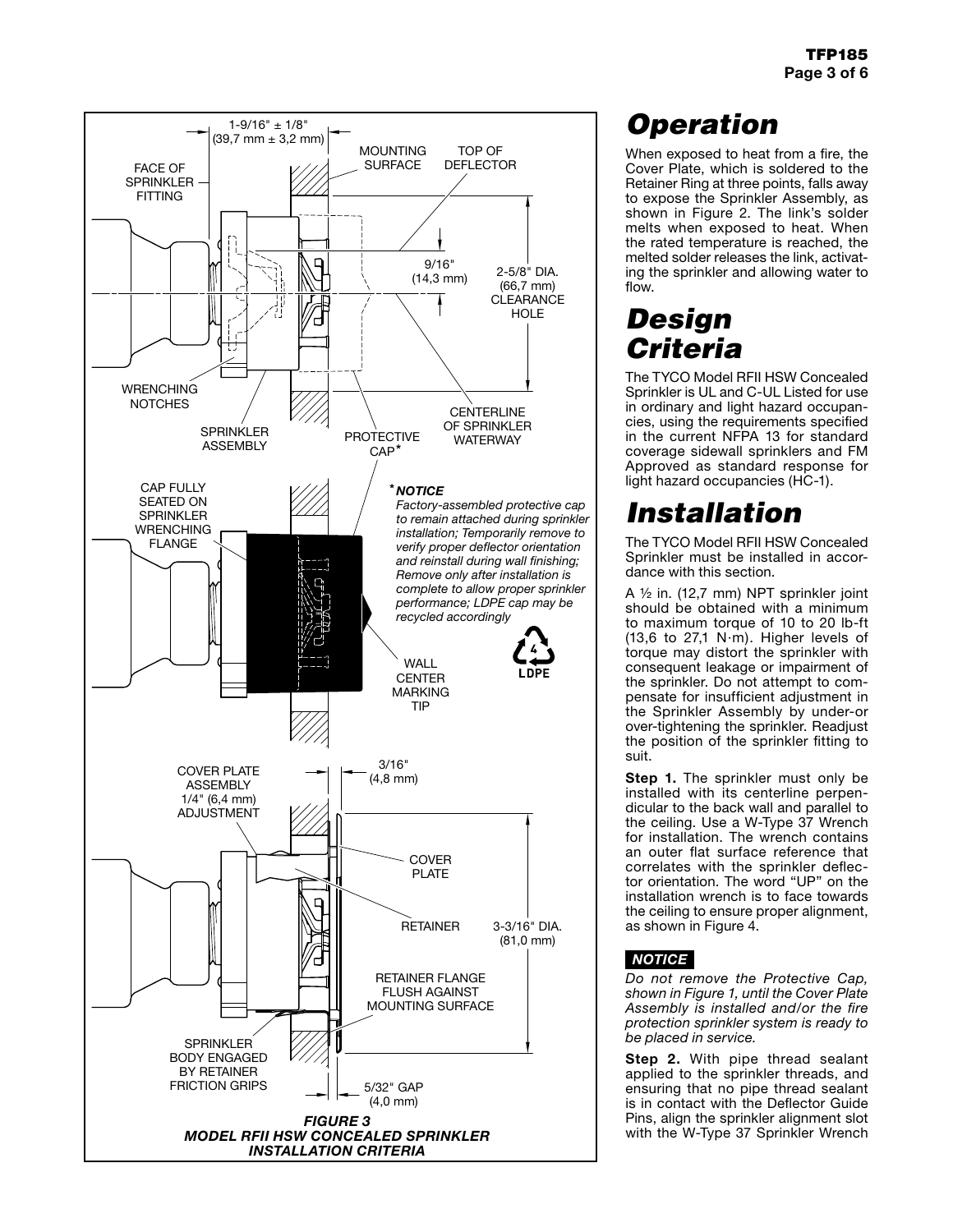*NOTICE
Factory-assembled protective cap to remain attached during sprinkler installation; Temporarily remove to verify proper deflector orientation and reinstall during wall finishing; Remove only after installation is complete to allow proper sprinkler performance; LDPE cap may be recycled accordingly*

**FIGURE 3**
**MODEL RFII HSW CONCEALED SPRINKLER INSTALLATION CRITERIA**

# Operation

When exposed to heat from a fire, the Cover Plate, which is soldered to the Retainer Ring at three points, falls away to expose the Sprinkler Assembly, as shown in Figure 2. The link's solder melts when exposed to heat. When the rated temperature is reached, the melted solder releases the link, activating the sprinkler and allowing water to flow.

# Design Criteria

The TYCO Model RFII HSW Concealed Sprinkler is UL and C-UL Listed for use in ordinary and light hazard occupancies, using the requirements specified in the current NFPA 13 for standard coverage sidewall sprinklers and FM Approved as standard response for light hazard occupancies (HC-1).

# Installation

The TYCO Model RFII HSW Concealed Sprinkler must be installed in accordance with this section.

A ½ in. (12,7 mm) NPT sprinkler joint should be obtained with a minimum to maximum torque of 10 to 20 lb-ft (13,6 to 27,1 N·m). Higher levels of torque may distort the sprinkler with consequent leakage or impairment of the sprinkler. Do not attempt to compensate for insufficient adjustment in the Sprinkler Assembly by under-or over-tightening the sprinkler. Readjust the position of the sprinkler fitting to suit.

**Step 1.** The sprinkler must only be installed with its centerline perpendicular to the back wall and parallel to the ceiling. Use a W-Type 37 Wrench for installation. The wrench contains an outer flat surface reference that correlates with the sprinkler deflector orientation. The word "UP" on the installation wrench is to face towards the ceiling to ensure proper alignment, as shown in Figure 4.

***NOTICE***

*Do not remove the Protective Cap, shown in Figure 1, until the Cover Plate Assembly is installed and/or the fire protection sprinkler system is ready to be placed in service.*

**Step 2.** With pipe thread sealant applied to the sprinkler threads, and ensuring that no pipe thread sealant is in contact with the Deflector Guide Pins, align the sprinkler alignment slot with the W-Type 37 Sprinkler Wrench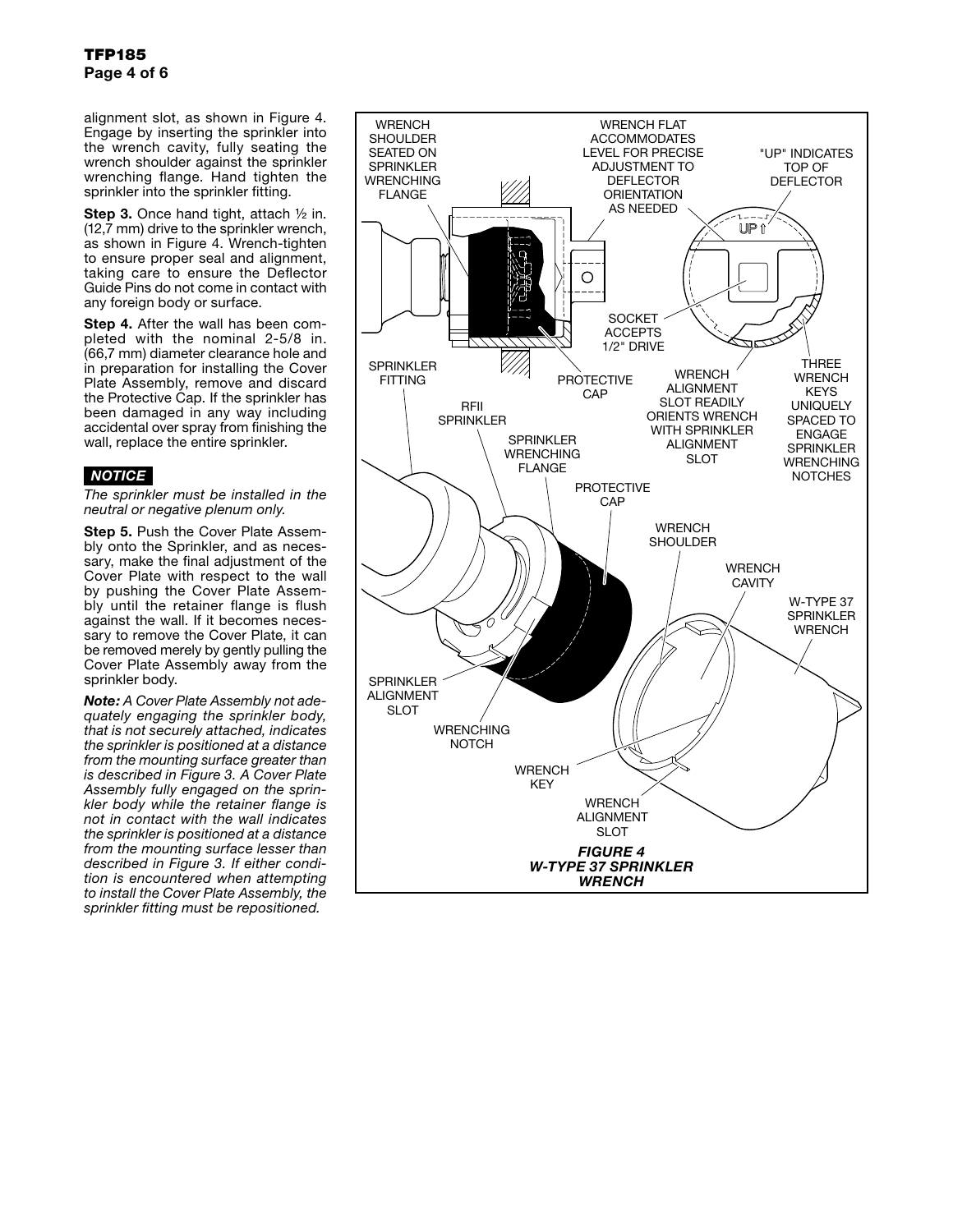alignment slot, as shown in Figure 4. Engage by inserting the sprinkler into the wrench cavity, fully seating the wrench shoulder against the sprinkler wrenching flange. Hand tighten the sprinkler into the sprinkler fitting.

**Step 3.** Once hand tight, attach ½ in. (12,7 mm) drive to the sprinkler wrench, as shown in Figure 4. Wrench-tighten to ensure proper seal and alignment, taking care to ensure the Deflector Guide Pins do not come in contact with any foreign body or surface.

**Step 4.** After the wall has been completed with the nominal 2-5/8 in. (66,7 mm) diameter clearance hole and in preparation for installing the Cover Plate Assembly, remove and discard the Protective Cap. If the sprinkler has been damaged in any way including accidental over spray from finishing the wall, replace the entire sprinkler.

***NOTICE***

*The sprinkler must be installed in the neutral or negative plenum only.*

**Step 5.** Push the Cover Plate Assembly onto the Sprinkler, and as necessary, make the final adjustment of the Cover Plate with respect to the wall by pushing the Cover Plate Assembly until the retainer flange is flush against the wall. If it becomes necessary to remove the Cover Plate, it can be removed merely by gently pulling the Cover Plate Assembly away from the sprinkler body.

***Note:*** *A Cover Plate Assembly not adequately engaging the sprinkler body, that is not securely attached, indicates the sprinkler is positioned at a distance from the mounting surface greater than is described in Figure 3. A Cover Plate Assembly fully engaged on the sprinkler body while the retainer flange is not in contact with the wall indicates the sprinkler is positioned at a distance from the mounting surface lesser than described in Figure 3. If either condition is encountered when attempting to install the Cover Plate Assembly, the sprinkler fitting must be repositioned.*

WRENCH SHOULDER SEATED ON SPRINKLER WRENCHING FLANGE

WRENCH FLAT ACCOMMODATES LEVEL FOR PRECISE ADJUSTMENT TO DEFLECTOR ORIENTATION AS NEEDED

"UP" INDICATES TOP OF DEFLECTOR

UP

SOCKET ACCEPTS 1/2" DRIVE

SPRINKLER FITTING

PROTECTIVE CAP

WRENCH ALIGNMENT SLOT READILY ORIENTS WRENCH WITH SPRINKLER ALIGNMENT SLOT

THREE WRENCH KEYS UNIQUELY SPACED TO ENGAGE SPRINKLER WRENCHING NOTCHES

RFII SPRINKLER

SPRINKLER WRENCHING FLANGE

PROTECTIVE CAP

WRENCH SHOULDER

WRENCH CAVITY

W-TYPE 37 SPRINKLER WRENCH

SPRINKLER ALIGNMENT SLOT

WRENCHING NOTCH

WRENCH KEY

WRENCH ALIGNMENT SLOT

***FIGURE 4***
***W-TYPE 37 SPRINKLER WRENCH***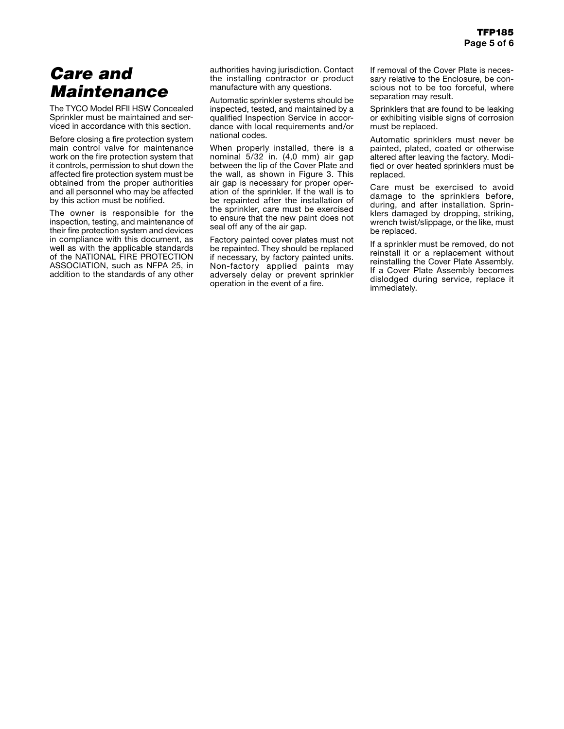# Care and Maintenance

The TYCO Model RFII HSW Concealed Sprinkler must be maintained and serviced in accordance with this section.

Before closing a fire protection system main control valve for maintenance work on the fire protection system that it controls, permission to shut down the affected fire protection system must be obtained from the proper authorities and all personnel who may be affected by this action must be notified.

The owner is responsible for the inspection, testing, and maintenance of their fire protection system and devices in compliance with this document, as well as with the applicable standards of the NATIONAL FIRE PROTECTION ASSOCIATION, such as NFPA 25, in addition to the standards of any other authorities having jurisdiction. Contact the installing contractor or product manufacture with any questions.

Automatic sprinkler systems should be inspected, tested, and maintained by a qualified Inspection Service in accordance with local requirements and/or national codes.

When properly installed, there is a nominal 5/32 in. (4,0 mm) air gap between the lip of the Cover Plate and the wall, as shown in Figure 3. This air gap is necessary for proper operation of the sprinkler. If the wall is to be repainted after the installation of the sprinkler, care must be exercised to ensure that the new paint does not seal off any of the air gap.

Factory painted cover plates must not be repainted. They should be replaced if necessary, by factory painted units. Non-factory applied paints may adversely delay or prevent sprinkler operation in the event of a fire.

If removal of the Cover Plate is necessary relative to the Enclosure, be conscious not to be too forceful, where separation may result.

Sprinklers that are found to be leaking or exhibiting visible signs of corrosion must be replaced.

Automatic sprinklers must never be painted, plated, coated or otherwise altered after leaving the factory. Modified or over heated sprinklers must be replaced.

Care must be exercised to avoid damage to the sprinklers before, during, and after installation. Sprinklers damaged by dropping, striking, wrench twist/slippage, or the like, must be replaced.

If a sprinkler must be removed, do not reinstall it or a replacement without reinstalling the Cover Plate Assembly. If a Cover Plate Assembly becomes dislodged during service, replace it immediately.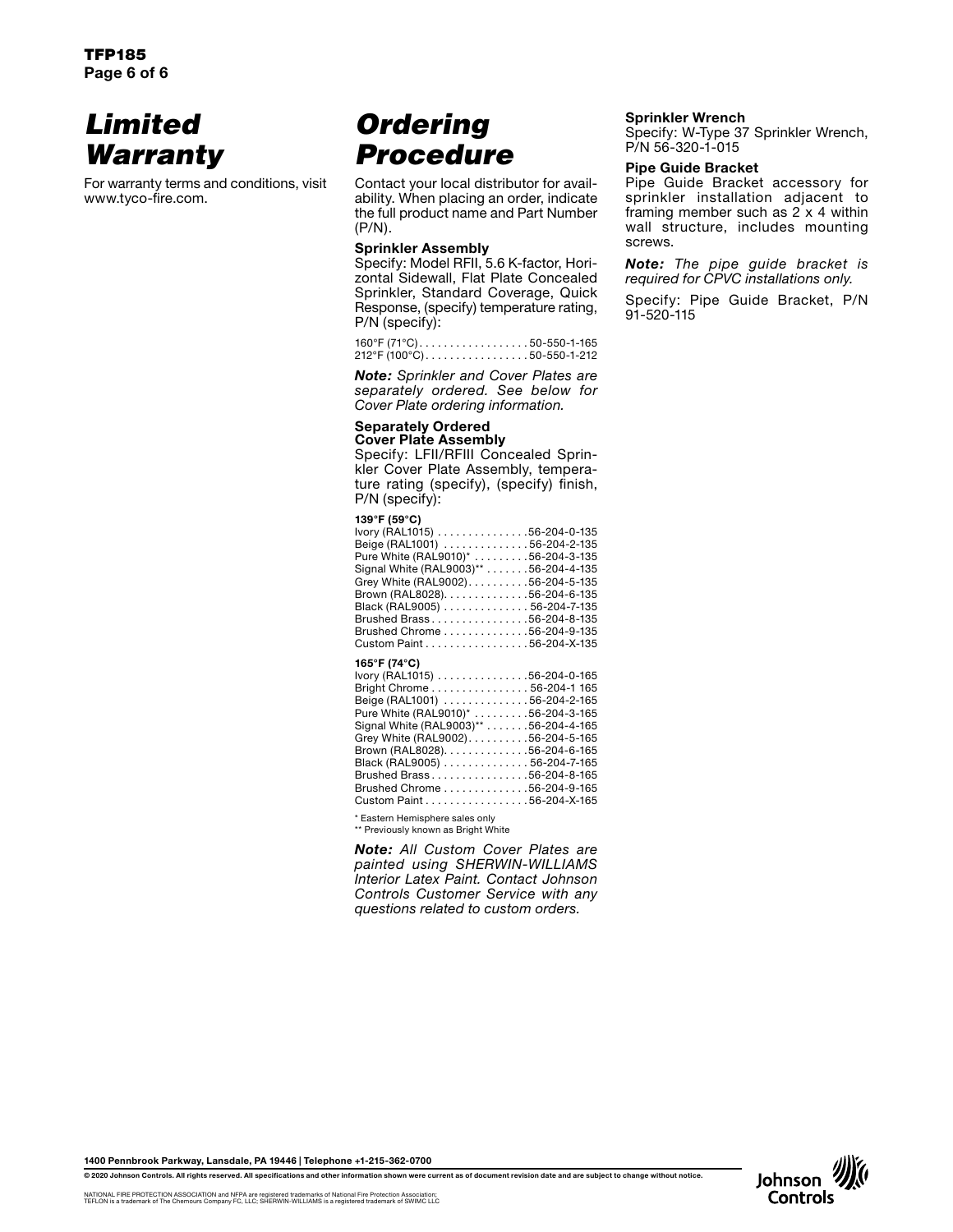# Limited Warranty

For warranty terms and conditions, visit www.tyco-fire.com.

# Ordering Procedure

Contact your local distributor for availability. When placing an order, indicate the full product name and Part Number (P/N).

**Sprinkler Assembly**

Specify: Model RFII, 5.6 K-factor, Horizontal Sidewall, Flat Plate Concealed Sprinkler, Standard Coverage, Quick Response, (specify) temperature rating, P/N (specify):

160°F (71°C) . . . . . . . . . . . . . . . . . . 50-550-1-165
212°F (100°C) . . . . . . . . . . . . . . . . . 50-550-1-212

***Note:*** *Sprinkler and Cover Plates are separately ordered. See below for Cover Plate ordering information.*

**Separately Ordered Cover Plate Assembly**

Specify: LFII/RFIII Concealed Sprinkler Cover Plate Assembly, temperature rating (specify), (specify) finish, P/N (specify):

**139°F (59°C)**

Ivory (RAL1015) . . . . . . . . . . . . . . . 56-204-0-135
Beige (RAL1001) . . . . . . . . . . . . . . 56-204-2-135
Pure White (RAL9010)* . . . . . . . . . 56-204-3-135
Signal White (RAL9003)** . . . . . . . 56-204-4-135
Grey White (RAL9002) . . . . . . . . . . 56-204-5-135
Brown (RAL8028) . . . . . . . . . . . . . 56-204-6-135
Black (RAL9005) . . . . . . . . . . . . . . 56-204-7-135
Brushed Brass . . . . . . . . . . . . . . . . 56-204-8-135
Brushed Chrome . . . . . . . . . . . . . . 56-204-9-135
Custom Paint . . . . . . . . . . . . . . . . . 56-204-X-135

**165°F (74°C)**

Ivory (RAL1015) . . . . . . . . . . . . . . . 56-204-0-165
Bright Chrome . . . . . . . . . . . . . . . . 56-204-1 165
Beige (RAL1001) . . . . . . . . . . . . . . 56-204-2-165
Pure White (RAL9010)* . . . . . . . . . 56-204-3-165
Signal White (RAL9003)** . . . . . . . 56-204-4-165
Grey White (RAL9002) . . . . . . . . . . 56-204-5-165
Brown (RAL8028) . . . . . . . . . . . . . 56-204-6-165
Black (RAL9005) . . . . . . . . . . . . . . 56-204-7-165
Brushed Brass . . . . . . . . . . . . . . . . 56-204-8-165
Brushed Chrome . . . . . . . . . . . . . . 56-204-9-165
Custom Paint . . . . . . . . . . . . . . . . . 56-204-X-165

\* Eastern Hemisphere sales only
\** Previously known as Bright White

***Note:*** *All Custom Cover Plates are painted using SHERWIN-WILLIAMS Interior Latex Paint. Contact Johnson Controls Customer Service with any questions related to custom orders.*

**Sprinkler Wrench**

Specify: W-Type 37 Sprinkler Wrench, P/N 56-320-1-015

**Pipe Guide Bracket**

Pipe Guide Bracket accessory for sprinkler installation adjacent to framing member such as 2 x 4 within wall structure, includes mounting screws.

***Note:*** *The pipe guide bracket is required for CPVC installations only.*

Specify: Pipe Guide Bracket, P/N 91-520-115

1400 Pennbrook Parkway, Lansdale, PA 19446 | Telephone +1-215-362-0700

© 2020 Johnson Controls. All rights reserved. All specifications and other information shown were current as of document revision date and are subject to change without notice.

NATIONAL FIRE PROTECTION ASSOCIATION and NFPA are registered trademarks of National Fire Protection Association; TEFLON is a trademark of The Chemours Company FC, LLC; SHERWIN-WILLIAMS is a registered trademark of SWIMC LLC